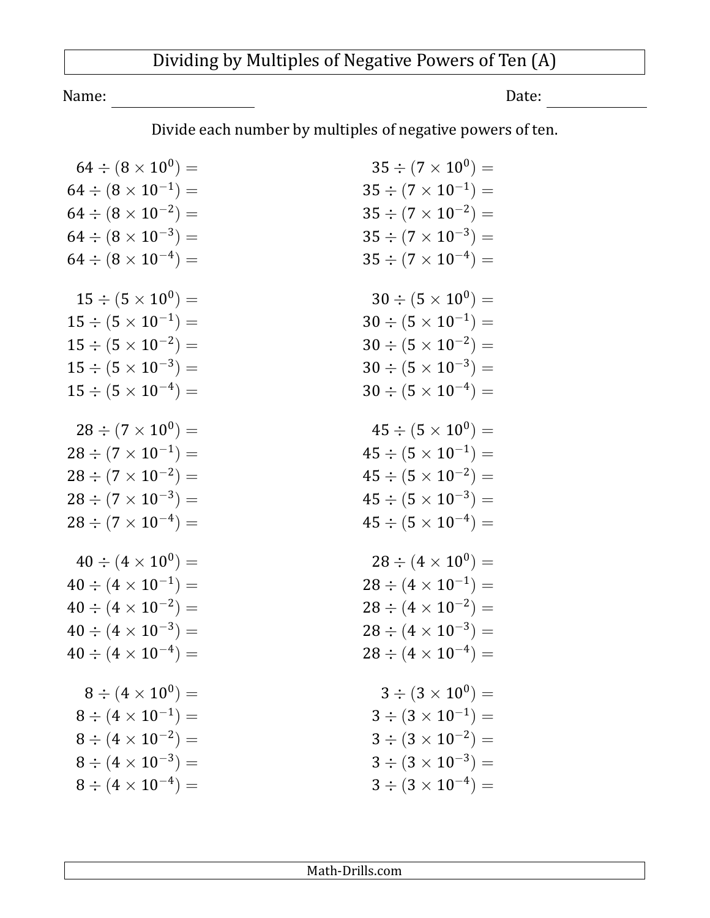# Dividing by Multiples of Negative Powers of Ten (A)

Name: ____________________ Date: ______________

Divide each number by multiples of negative powers of ten.

$64 \div (8 \times 10^{0}) =$
$64 \div (8 \times 10^{-1}) =$
$64 \div (8 \times 10^{-2}) =$
$64 \div (8 \times 10^{-3}) =$
$64 \div (8 \times 10^{-4}) =$

$15 \div (5 \times 10^{0}) =$
$15 \div (5 \times 10^{-1}) =$
$15 \div (5 \times 10^{-2}) =$
$15 \div (5 \times 10^{-3}) =$
$15 \div (5 \times 10^{-4}) =$

$28 \div (7 \times 10^{0}) =$
$28 \div (7 \times 10^{-1}) =$
$28 \div (7 \times 10^{-2}) =$
$28 \div (7 \times 10^{-3}) =$
$28 \div (7 \times 10^{-4}) =$

$40 \div (4 \times 10^{0}) =$
$40 \div (4 \times 10^{-1}) =$
$40 \div (4 \times 10^{-2}) =$
$40 \div (4 \times 10^{-3}) =$
$40 \div (4 \times 10^{-4}) =$

$8 \div (4 \times 10^{0}) =$
$8 \div (4 \times 10^{-1}) =$
$8 \div (4 \times 10^{-2}) =$
$8 \div (4 \times 10^{-3}) =$
$8 \div (4 \times 10^{-4}) =$

$35 \div (7 \times 10^{0}) =$
$35 \div (7 \times 10^{-1}) =$
$35 \div (7 \times 10^{-2}) =$
$35 \div (7 \times 10^{-3}) =$
$35 \div (7 \times 10^{-4}) =$

$30 \div (5 \times 10^{0}) =$
$30 \div (5 \times 10^{-1}) =$
$30 \div (5 \times 10^{-2}) =$
$30 \div (5 \times 10^{-3}) =$
$30 \div (5 \times 10^{-4}) =$

$45 \div (5 \times 10^{0}) =$
$45 \div (5 \times 10^{-1}) =$
$45 \div (5 \times 10^{-2}) =$
$45 \div (5 \times 10^{-3}) =$
$45 \div (5 \times 10^{-4}) =$

$28 \div (4 \times 10^{0}) =$
$28 \div (4 \times 10^{-1}) =$
$28 \div (4 \times 10^{-2}) =$
$28 \div (4 \times 10^{-3}) =$
$28 \div (4 \times 10^{-4}) =$

$3 \div (3 \times 10^{0}) =$
$3 \div (3 \times 10^{-1}) =$
$3 \div (3 \times 10^{-2}) =$
$3 \div (3 \times 10^{-3}) =$
$3 \div (3 \times 10^{-4}) =$

Math-Drills.com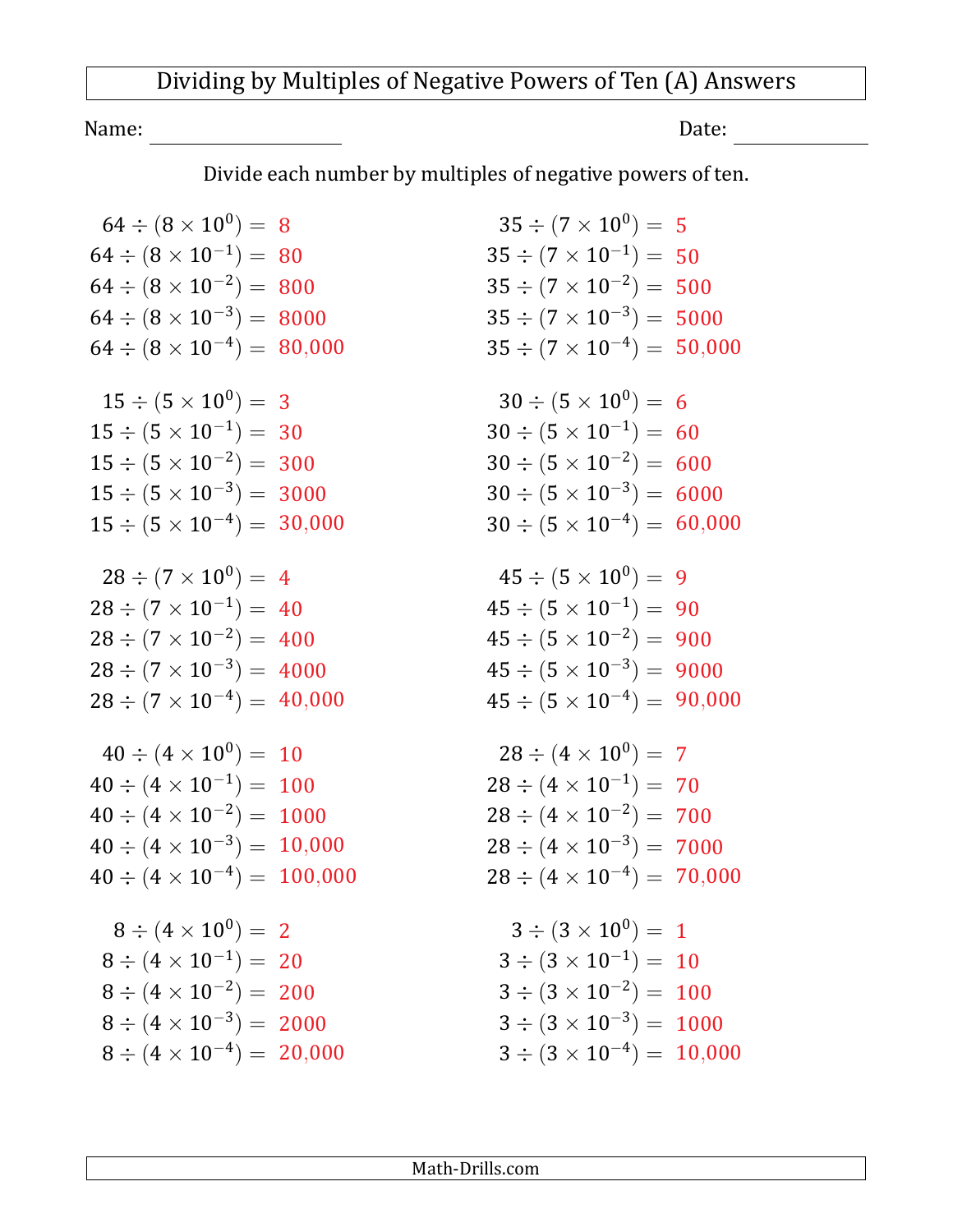# Dividing by Multiples of Negative Powers of Ten (A) Answers

Name: ____________________ Date: ______________

Divide each number by multiples of negative powers of ten.

$64 \div (8 \times 10^{0}) =$ 8
$64 \div (8 \times 10^{-1}) =$ 80
$64 \div (8 \times 10^{-2}) =$ 800
$64 \div (8 \times 10^{-3}) =$ 8000
$64 \div (8 \times 10^{-4}) =$ 80,000

$35 \div (7 \times 10^{0}) =$ 5
$35 \div (7 \times 10^{-1}) =$ 50
$35 \div (7 \times 10^{-2}) =$ 500
$35 \div (7 \times 10^{-3}) =$ 5000
$35 \div (7 \times 10^{-4}) =$ 50,000

$15 \div (5 \times 10^{0}) =$ 3
$15 \div (5 \times 10^{-1}) =$ 30
$15 \div (5 \times 10^{-2}) =$ 300
$15 \div (5 \times 10^{-3}) =$ 3000
$15 \div (5 \times 10^{-4}) =$ 30,000

$30 \div (5 \times 10^{0}) =$ 6
$30 \div (5 \times 10^{-1}) =$ 60
$30 \div (5 \times 10^{-2}) =$ 600
$30 \div (5 \times 10^{-3}) =$ 6000
$30 \div (5 \times 10^{-4}) =$ 60,000

$28 \div (7 \times 10^{0}) =$ 4
$28 \div (7 \times 10^{-1}) =$ 40
$28 \div (7 \times 10^{-2}) =$ 400
$28 \div (7 \times 10^{-3}) =$ 4000
$28 \div (7 \times 10^{-4}) =$ 40,000

$45 \div (5 \times 10^{0}) =$ 9
$45 \div (5 \times 10^{-1}) =$ 90
$45 \div (5 \times 10^{-2}) =$ 900
$45 \div (5 \times 10^{-3}) =$ 9000
$45 \div (5 \times 10^{-4}) =$ 90,000

$40 \div (4 \times 10^{0}) =$ 10
$40 \div (4 \times 10^{-1}) =$ 100
$40 \div (4 \times 10^{-2}) =$ 1000
$40 \div (4 \times 10^{-3}) =$ 10,000
$40 \div (4 \times 10^{-4}) =$ 100,000

$28 \div (4 \times 10^{0}) =$ 7
$28 \div (4 \times 10^{-1}) =$ 70
$28 \div (4 \times 10^{-2}) =$ 700
$28 \div (4 \times 10^{-3}) =$ 7000
$28 \div (4 \times 10^{-4}) =$ 70,000

$8 \div (4 \times 10^{0}) =$ 2
$8 \div (4 \times 10^{-1}) =$ 20
$8 \div (4 \times 10^{-2}) =$ 200
$8 \div (4 \times 10^{-3}) =$ 2000
$8 \div (4 \times 10^{-4}) =$ 20,000

$3 \div (3 \times 10^{0}) =$ 1
$3 \div (3 \times 10^{-1}) =$ 10
$3 \div (3 \times 10^{-2}) =$ 100
$3 \div (3 \times 10^{-3}) =$ 1000
$3 \div (3 \times 10^{-4}) =$ 10,000